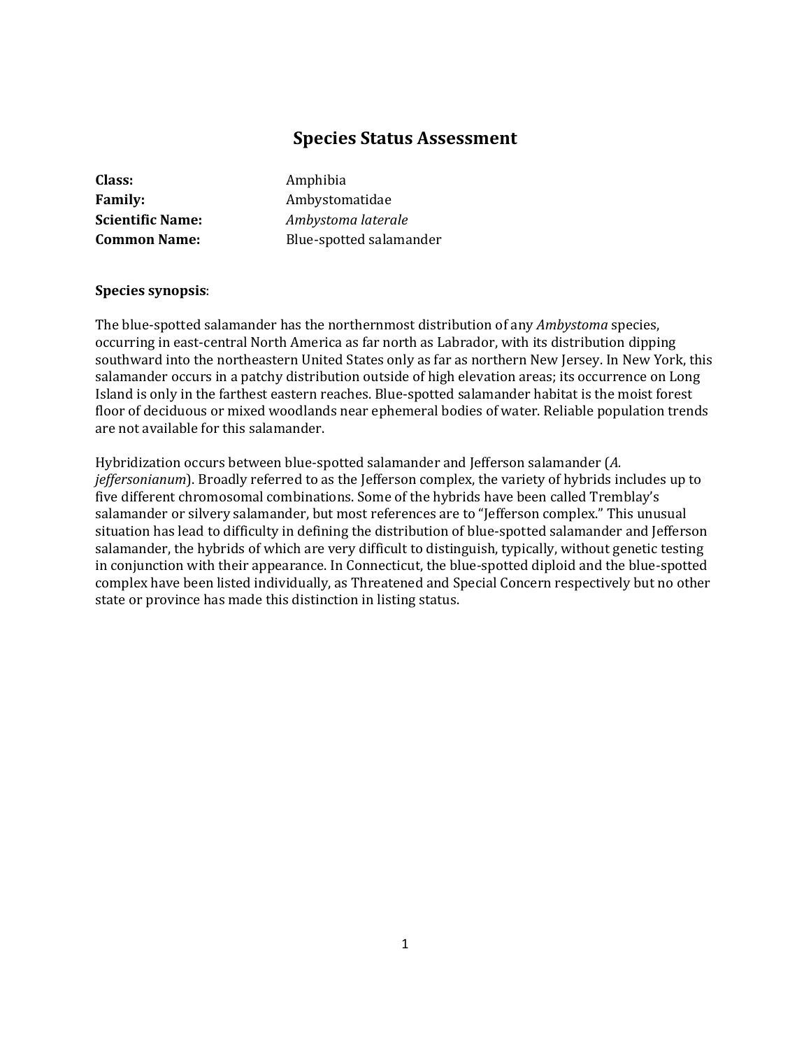# Species Status Assessment

**Class:** Amphibia
**Family:** Ambystomatidae
**Scientific Name:** *Ambystoma laterale*
**Common Name:** Blue-spotted salamander

**Species synopsis**:

The blue-spotted salamander has the northernmost distribution of any *Ambystoma* species, occurring in east-central North America as far north as Labrador, with its distribution dipping southward into the northeastern United States only as far as northern New Jersey. In New York, this salamander occurs in a patchy distribution outside of high elevation areas; its occurrence on Long Island is only in the farthest eastern reaches. Blue-spotted salamander habitat is the moist forest floor of deciduous or mixed woodlands near ephemeral bodies of water. Reliable population trends are not available for this salamander.

Hybridization occurs between blue-spotted salamander and Jefferson salamander (*A. jeffersonianum*). Broadly referred to as the Jefferson complex, the variety of hybrids includes up to five different chromosomal combinations. Some of the hybrids have been called Tremblay's salamander or silvery salamander, but most references are to "Jefferson complex." This unusual situation has lead to difficulty in defining the distribution of blue-spotted salamander and Jefferson salamander, the hybrids of which are very difficult to distinguish, typically, without genetic testing in conjunction with their appearance. In Connecticut, the blue-spotted diploid and the blue-spotted complex have been listed individually, as Threatened and Special Concern respectively but no other state or province has made this distinction in listing status.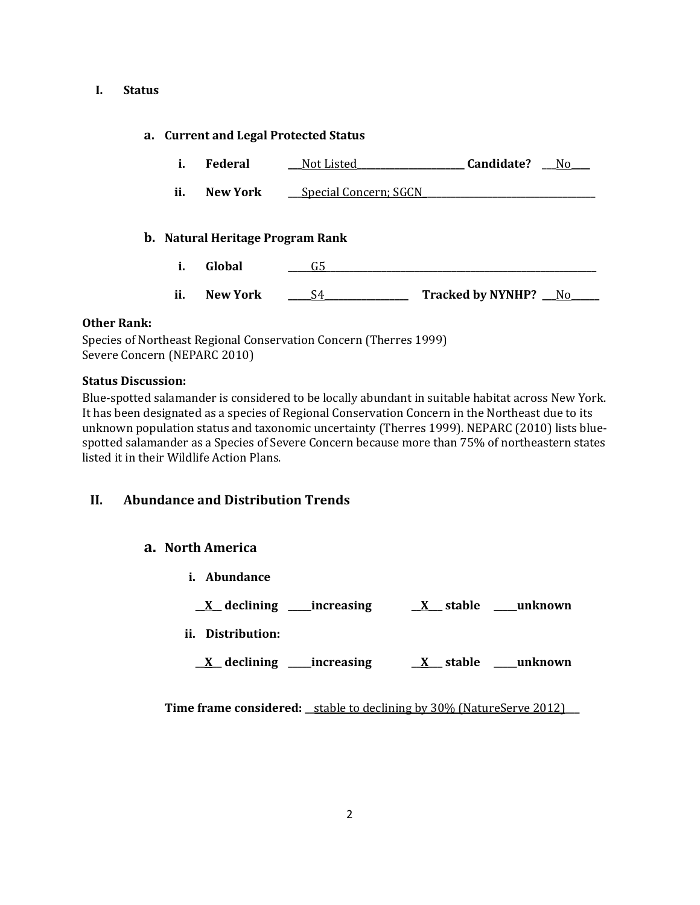## I. Status

### a. Current and Legal Protected Status

i. **Federal** ___Not Listed_______________________ **Candidate?** __No____

ii. **New York** ___Special Concern; SGCN___________________________________

### b. Natural Heritage Program Rank

i. **Global** _____G5___________________________________________________________

ii. **New York** _____S4_________________ **Tracked by NYNHP?** ___No______

**Other Rank:**

Species of Northeast Regional Conservation Concern (Therres 1999)
Severe Concern (NEPARC 2010)

**Status Discussion:**

Blue-spotted salamander is considered to be locally abundant in suitable habitat across New York. It has been designated as a species of Regional Conservation Concern in the Northeast due to its unknown population status and taxonomic uncertainty (Therres 1999). NEPARC (2010) lists blue-spotted salamander as a Species of Severe Concern because more than 75% of northeastern states listed it in their Wildlife Action Plans.

## II. Abundance and Distribution Trends

### a. North America

i. **Abundance**

__X__ **declining** _____**increasing** __X___ **stable** _____**unknown**

ii. **Distribution:**

__X__ **declining** _____**increasing** __X___ **stable** _____**unknown**

**Time frame considered:** __stable to declining by 30% (NatureServe 2012)___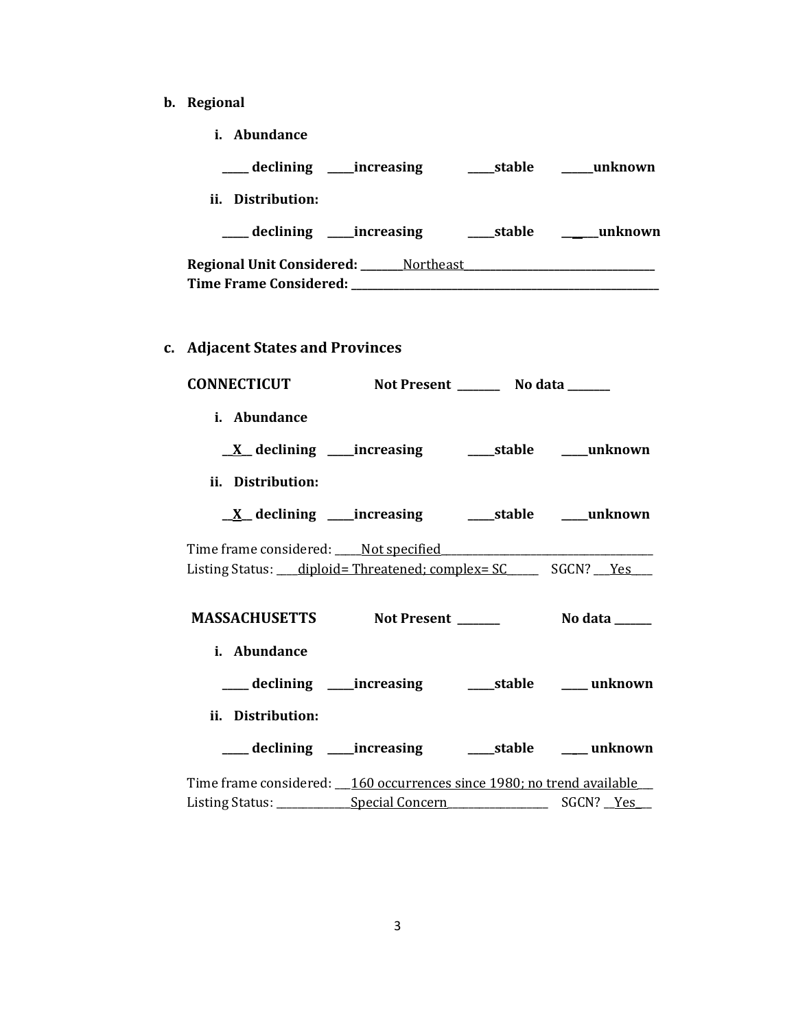**b. Regional**

**i. Abundance**

**_____ declining \_\_\_\_\_increasing \_\_\_\_\_stable \_\_\_\_\_\_unknown**

**ii. Distribution:**

**_____ declining \_\_\_\_\_increasing \_\_\_\_\_stable \_\_\_\_\_\_unknown**

**Regional Unit Considered:** ________Northeast____________________________________
**Time Frame Considered:** ____________________________________________________________

**c. Adjacent States and Provinces**

**CONNECTICUT** **Not Present \_\_\_\_\_\_\_\_ No data \_\_\_\_\_\_\_\_**

**i. Abundance**

**\_\_X\_\_ declining \_\_\_\_\_increasing \_\_\_\_\_stable \_\_\_\_\_unknown**

**ii. Distribution:**

**\_\_X\_\_ declining \_\_\_\_\_increasing \_\_\_\_\_stable \_\_\_\_\_unknown**

Time frame considered: _____Not specified________________________________________
Listing Status: ____diploid= Threatened; complex= SC______ SGCN? ___Yes____

**MASSACHUSETTS** **Not Present \_\_\_\_\_\_\_\_ No data \_\_\_\_\_\_\_**

**i. Abundance**

**_____ declining \_\_\_\_\_increasing \_\_\_\_\_stable \_\_\_\_\_ unknown**

**ii. Distribution:**

**_____ declining \_\_\_\_\_increasing \_\_\_\_\_stable \_\_\_\_ unknown**

Time frame considered: ___160 occurrences since 1980; no trend available___
Listing Status: ______________Special Concern___________________ SGCN? __Yes__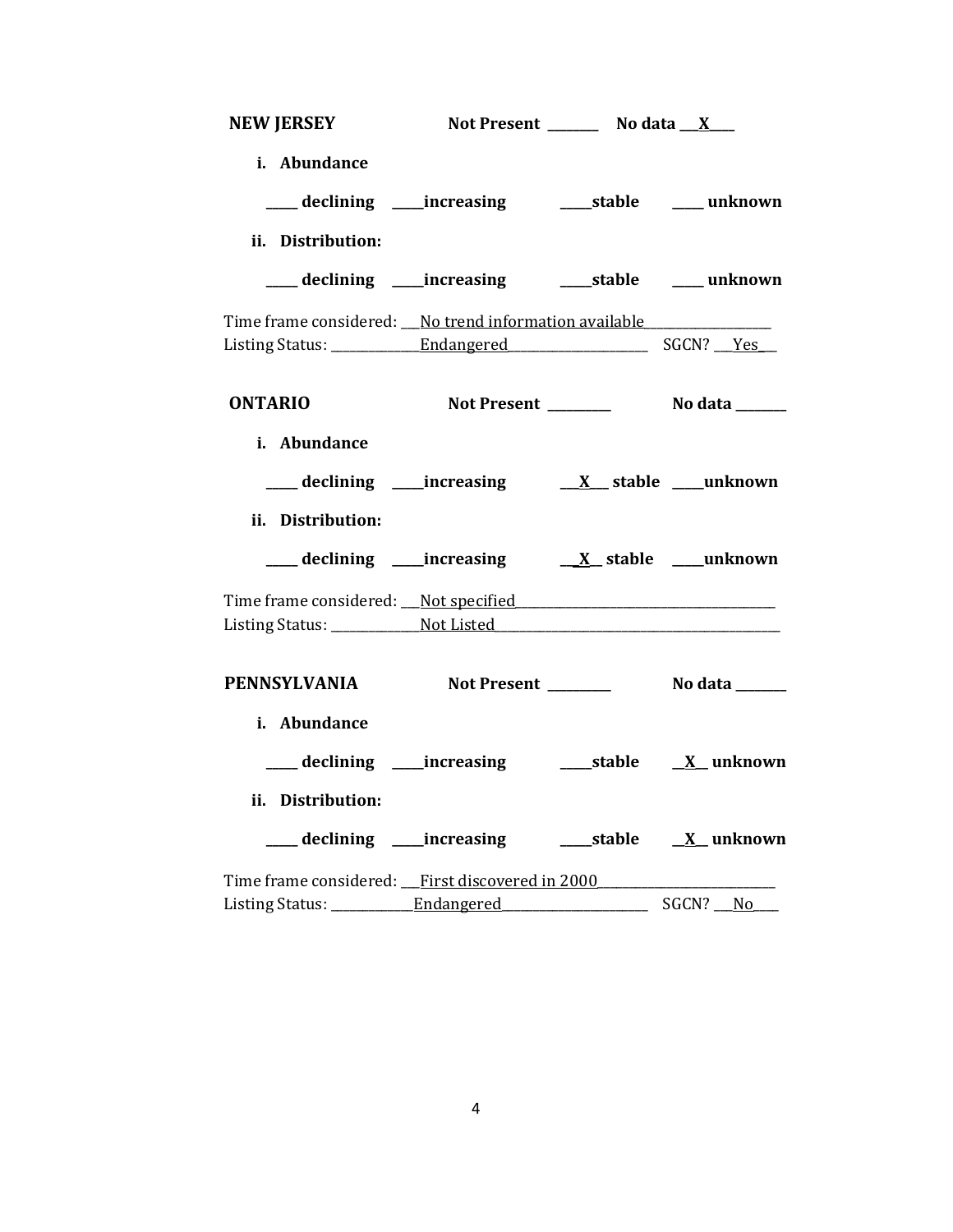**NEW JERSEY** **Not Present \_\_\_\_\_\_\_\_ No data \_\_\_X\_\_\_\_**

**i. Abundance**

**\_\_\_\_\_ declining \_\_\_\_\_increasing \_\_\_\_\_stable \_\_\_\_\_ unknown**

**ii. Distribution:**

**\_\_\_\_\_ declining \_\_\_\_\_increasing \_\_\_\_\_stable \_\_\_\_\_ unknown**

Time frame considered: \_\_\_No trend information available\_\_\_\_\_\_\_\_\_\_\_\_\_\_\_\_\_\_\_\_
Listing Status: \_\_\_\_\_\_\_\_\_\_\_\_\_\_Endangered\_\_\_\_\_\_\_\_\_\_\_\_\_\_\_\_\_\_\_\_\_\_ SGCN? \_\_\_Yes\_\_

**ONTARIO** **Not Present \_\_\_\_\_\_\_\_\_\_ No data \_\_\_\_\_\_\_\_**

**i. Abundance**

**\_\_\_\_\_ declining \_\_\_\_\_increasing \_\_\_X\_\_\_ stable \_\_\_\_\_unknown**

**ii. Distribution:**

**\_\_\_\_\_ declining \_\_\_\_\_increasing \_\_\_X\_\_ stable \_\_\_\_\_unknown**

Time frame considered: \_\_\_Not specified\_\_\_\_\_\_\_\_\_\_\_\_\_\_\_\_\_\_\_\_\_\_\_\_\_\_\_\_\_\_\_\_\_\_\_\_\_\_\_\_\_
Listing Status: \_\_\_\_\_\_\_\_\_\_\_\_\_\_Not Listed\_\_\_\_\_\_\_\_\_\_\_\_\_\_\_\_\_\_\_\_\_\_\_\_\_\_\_\_\_\_\_\_\_\_\_\_\_\_\_\_\_\_\_\_\_\_

**PENNSYLVANIA** **Not Present \_\_\_\_\_\_\_\_\_\_ No data \_\_\_\_\_\_\_\_**

**i. Abundance**

**\_\_\_\_\_ declining \_\_\_\_\_increasing \_\_\_\_\_stable \_\_X\_\_ unknown**

**ii. Distribution:**

**\_\_\_\_\_ declining \_\_\_\_\_increasing \_\_\_\_\_stable \_\_X\_\_ unknown**

Time frame considered: \_\_\_First discovered in 2000\_\_\_\_\_\_\_\_\_\_\_\_\_\_\_\_\_\_\_\_\_\_\_\_\_\_\_\_
Listing Status: \_\_\_\_\_\_\_\_\_\_\_\_\_Endangered\_\_\_\_\_\_\_\_\_\_\_\_\_\_\_\_\_\_\_\_\_\_\_\_ SGCN? \_\_\_No\_\_\_\_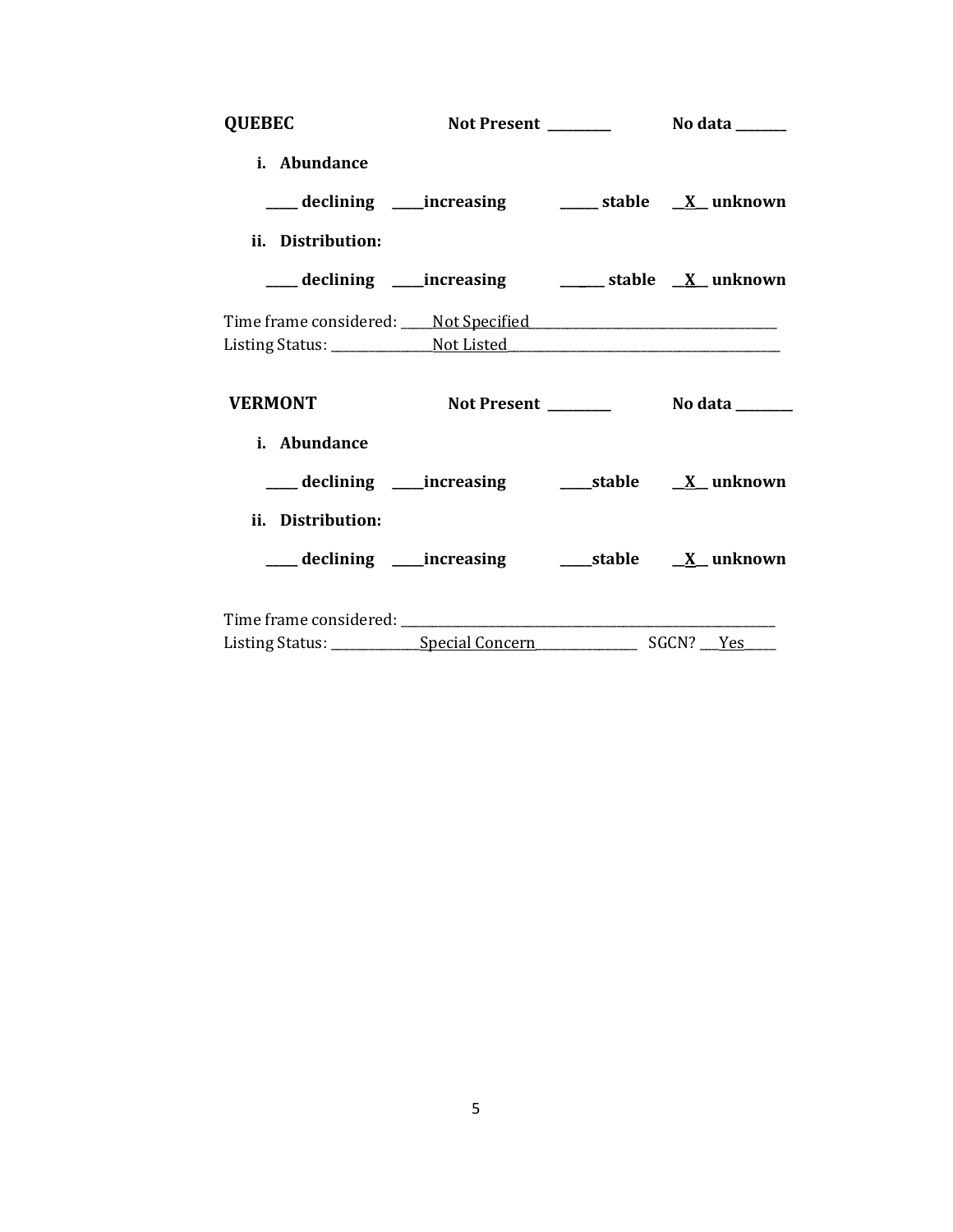**QUEBEC** **Not Present ________** **No data ________**

**i. Abundance**

**_____ declining _____increasing _____ stable __X__ unknown**

**ii. Distribution:**

**_____ declining _____increasing _____ stable __X__ unknown**

Time frame considered: _____Not Specified_____________________________________
Listing Status: _______________Not Listed________________________________________

**VERMONT** **Not Present ________** **No data ________**

**i. Abundance**

**_____ declining _____increasing _____stable __X__ unknown**

**ii. Distribution:**

**_____ declining _____increasing _____stable __X__ unknown**

Time frame considered: ___________________________________________________________
Listing Status: ______________Special Concern_______________ SGCN? ___Yes_____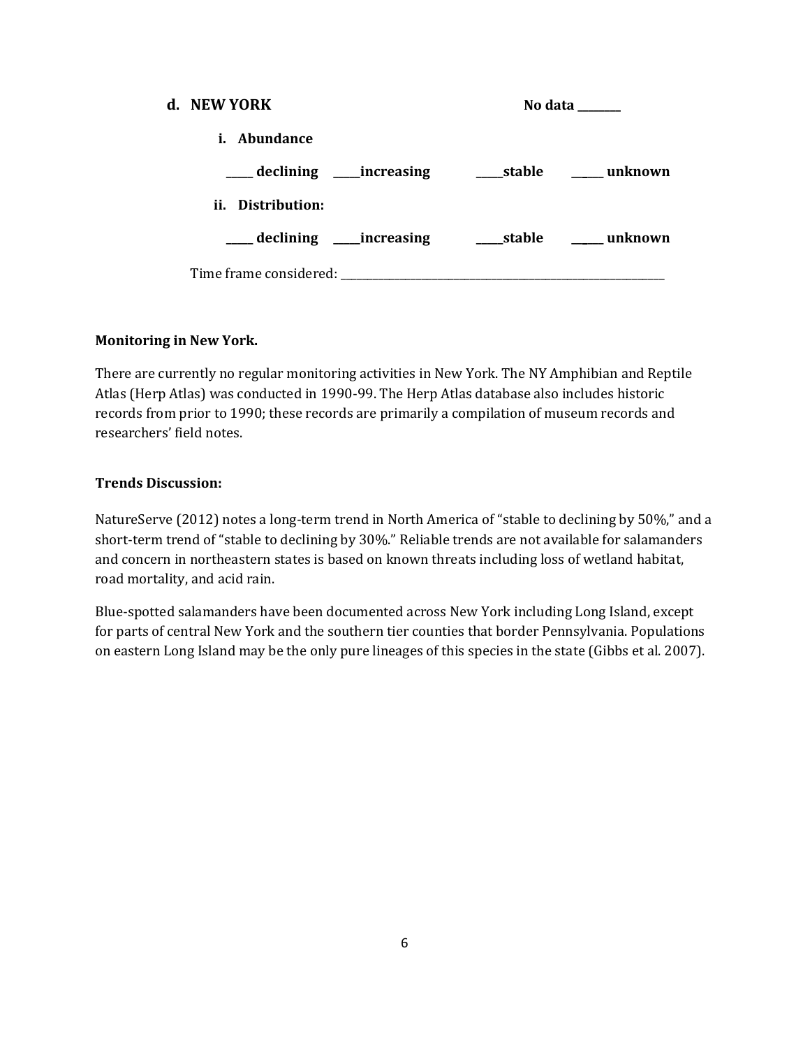**d. NEW YORK** No data ________

**i. Abundance**

**_____ declining _____increasing _____stable _____ unknown**

**ii. Distribution:**

**_____ declining _____increasing _____stable _____ unknown**

Time frame considered: ___________________________________________________________

**Monitoring in New York.**

There are currently no regular monitoring activities in New York. The NY Amphibian and Reptile Atlas (Herp Atlas) was conducted in 1990-99. The Herp Atlas database also includes historic records from prior to 1990; these records are primarily a compilation of museum records and researchers' field notes.

**Trends Discussion:**

NatureServe (2012) notes a long-term trend in North America of "stable to declining by 50%," and a short-term trend of "stable to declining by 30%." Reliable trends are not available for salamanders and concern in northeastern states is based on known threats including loss of wetland habitat, road mortality, and acid rain.

Blue-spotted salamanders have been documented across New York including Long Island, except for parts of central New York and the southern tier counties that border Pennsylvania. Populations on eastern Long Island may be the only pure lineages of this species in the state (Gibbs et al. 2007).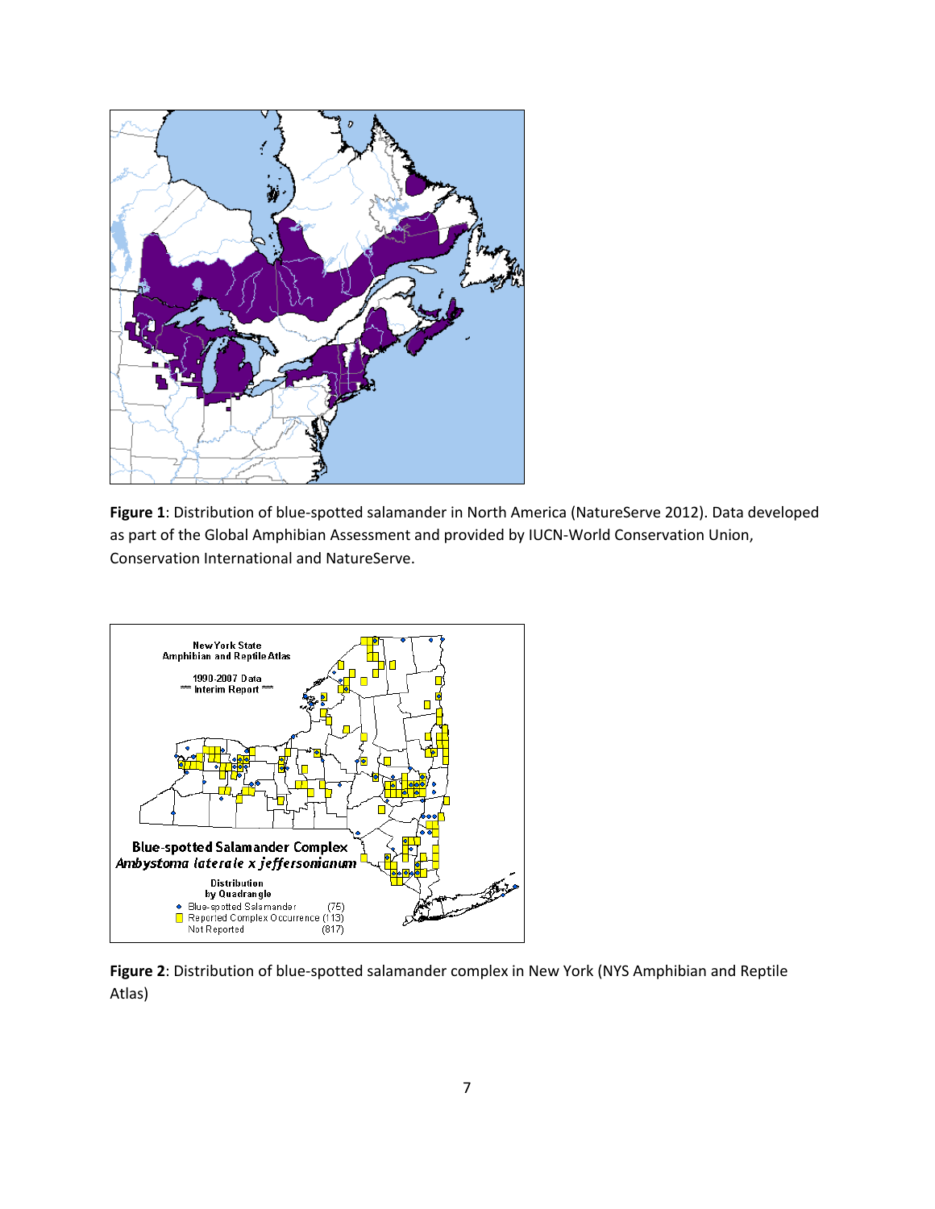**Figure 1**: Distribution of blue-spotted salamander in North America (NatureServe 2012). Data developed as part of the Global Amphibian Assessment and provided by IUCN-World Conservation Union, Conservation International and NatureServe.

**Figure 2**: Distribution of blue-spotted salamander complex in New York (NYS Amphibian and Reptile Atlas)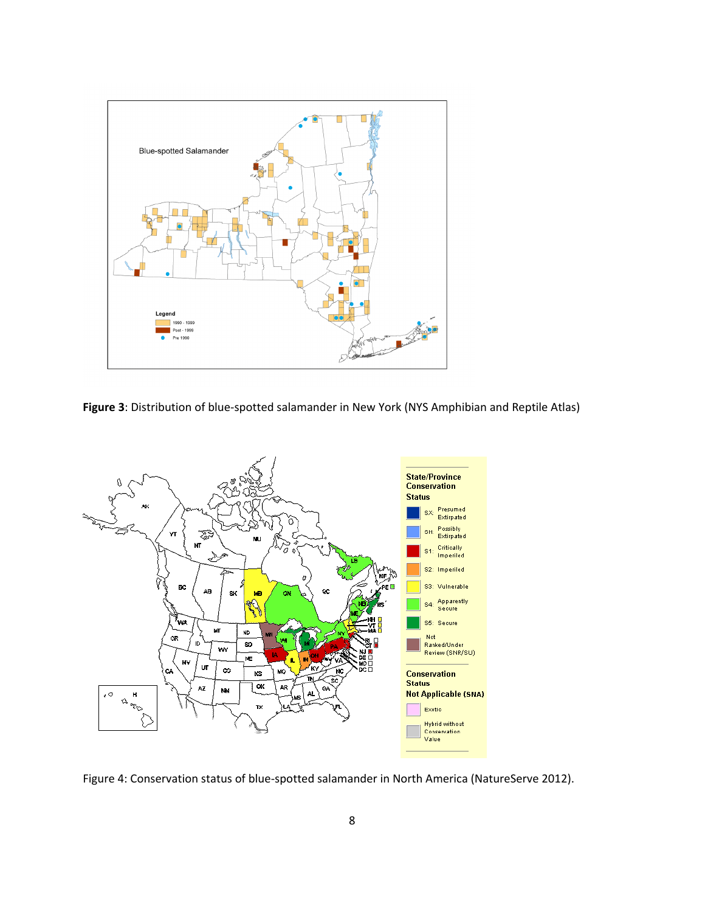**Figure 3**: Distribution of blue-spotted salamander in New York (NYS Amphibian and Reptile Atlas)

Figure 4: Conservation status of blue-spotted salamander in North America (NatureServe 2012).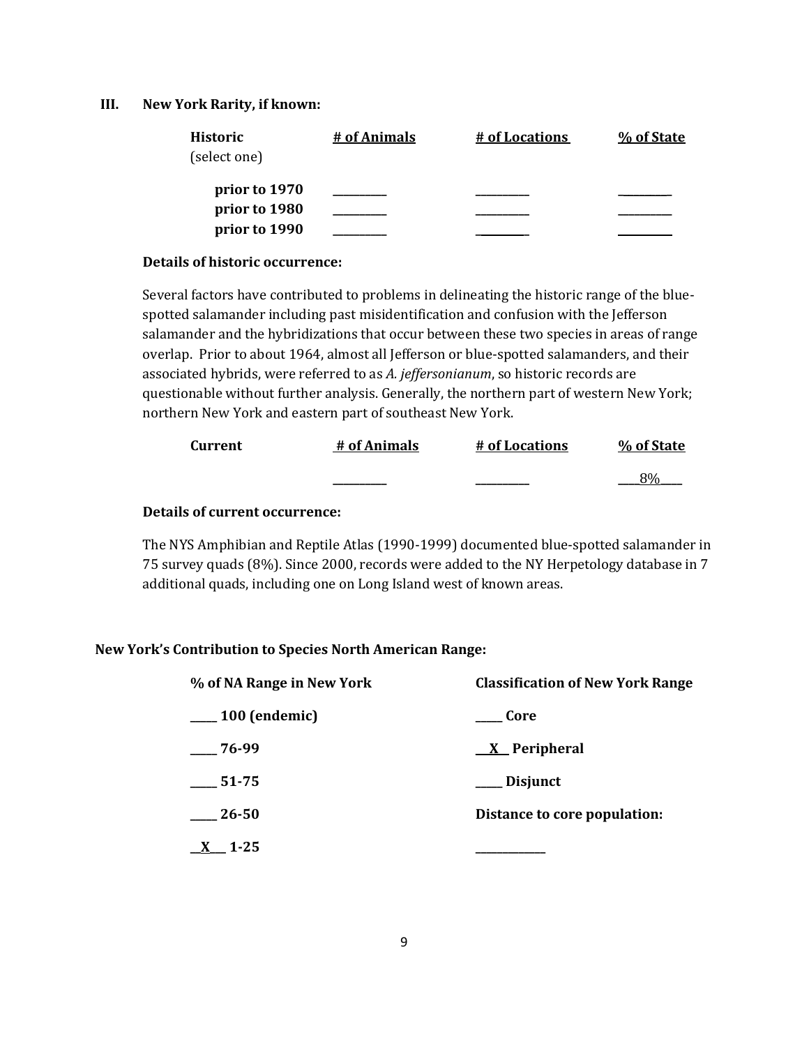## III. New York Rarity, if known:

| Historic (select one) | # of Animals | # of Locations | % of State |
|---|---|---|---|
| **prior to 1970** | _________ | _________ | _________ |
| **prior to 1980** | _________ | _________ | _________ |
| **prior to 1990** | _________ | _________ | _________ |

**Details of historic occurrence:**

Several factors have contributed to problems in delineating the historic range of the blue-spotted salamander including past misidentification and confusion with the Jefferson salamander and the hybridizations that occur between these two species in areas of range overlap. Prior to about 1964, almost all Jefferson or blue-spotted salamanders, and their associated hybrids, were referred to as *A. jeffersonianum*, so historic records are questionable without further analysis. Generally, the northern part of western New York; northern New York and eastern part of southeast New York.

| Current | # of Animals | # of Locations | % of State |
|---|---|---|---|
| | _________ | _________ | ___8%___ |

**Details of current occurrence:**

The NYS Amphibian and Reptile Atlas (1990-1999) documented blue-spotted salamander in 75 survey quads (8%). Since 2000, records were added to the NY Herpetology database in 7 additional quads, including one on Long Island west of known areas.

**New York's Contribution to Species North American Range:**

| % of NA Range in New York | Classification of New York Range |
|---|---|
| ____ 100 (endemic) | ____ Core |
| ____ 76-99 | __X__ Peripheral |
| ____ 51-75 | ____ Disjunct |
| ____ 26-50 | **Distance to core population:** |
| __X__ 1-25 | ___________ |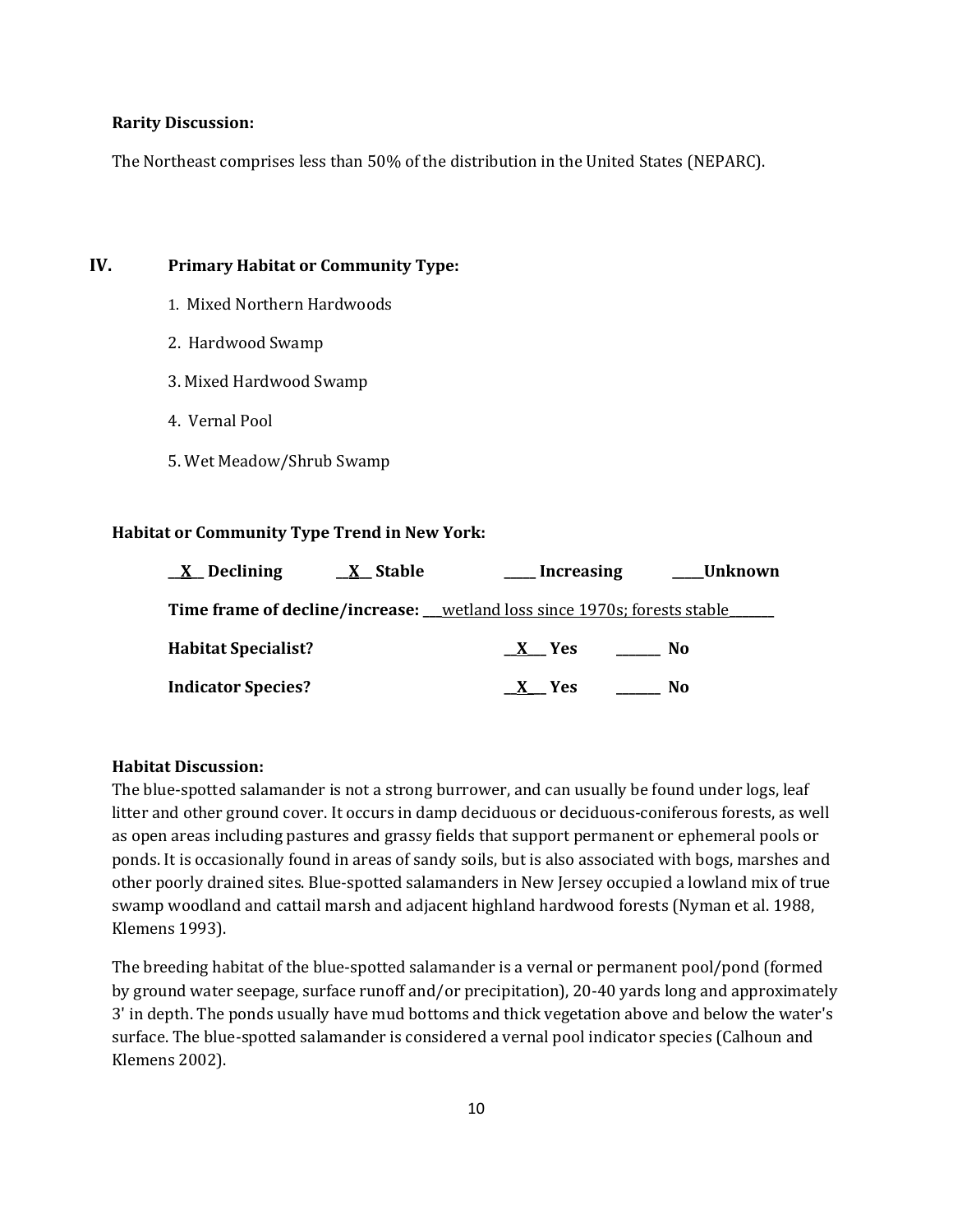**Rarity Discussion:**

The Northeast comprises less than 50% of the distribution in the United States (NEPARC).

## IV. Primary Habitat or Community Type:

1. Mixed Northern Hardwoods
2. Hardwood Swamp
3. Mixed Hardwood Swamp
4. Vernal Pool
5. Wet Meadow/Shrub Swamp

**Habitat or Community Type Trend in New York:**

__X__ **Declining** __X__ **Stable** _____ **Increasing** _____**Unknown**

**Time frame of decline/increase:** ___wetland loss since 1970s; forests stable_______

**Habitat Specialist?** __X__ **Yes** ______ **No**

**Indicator Species?** __X__ **Yes** ______ **No**

**Habitat Discussion:**

The blue-spotted salamander is not a strong burrower, and can usually be found under logs, leaf litter and other ground cover. It occurs in damp deciduous or deciduous-coniferous forests, as well as open areas including pastures and grassy fields that support permanent or ephemeral pools or ponds. It is occasionally found in areas of sandy soils, but is also associated with bogs, marshes and other poorly drained sites. Blue-spotted salamanders in New Jersey occupied a lowland mix of true swamp woodland and cattail marsh and adjacent highland hardwood forests (Nyman et al. 1988, Klemens 1993).

The breeding habitat of the blue-spotted salamander is a vernal or permanent pool/pond (formed by ground water seepage, surface runoff and/or precipitation), 20-40 yards long and approximately 3' in depth. The ponds usually have mud bottoms and thick vegetation above and below the water's surface. The blue-spotted salamander is considered a vernal pool indicator species (Calhoun and Klemens 2002).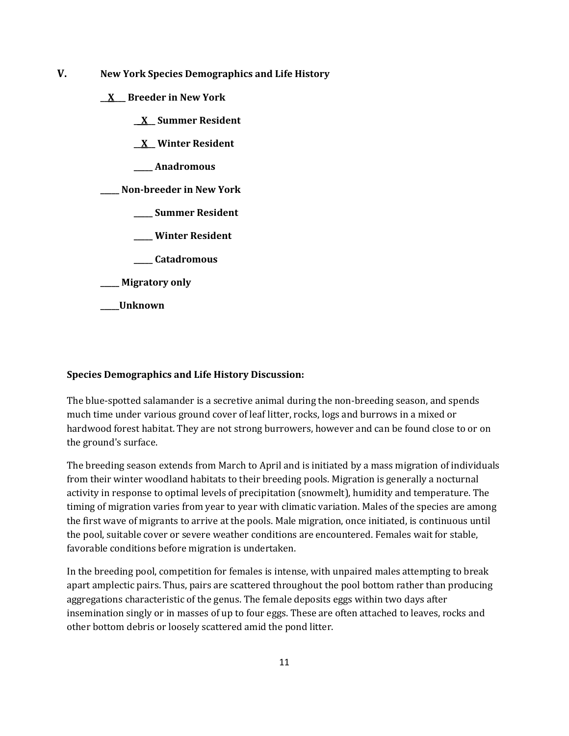## V. New York Species Demographics and Life History

__X__ **Breeder in New York**

- __X__ **Summer Resident**
- __X__ **Winter Resident**
- _____ **Anadromous**

_____ **Non-breeder in New York**

- _____ **Summer Resident**
- _____ **Winter Resident**
- _____ **Catadromous**

_____ **Migratory only**

_____ **Unknown**

**Species Demographics and Life History Discussion:**

The blue-spotted salamander is a secretive animal during the non-breeding season, and spends much time under various ground cover of leaf litter, rocks, logs and burrows in a mixed or hardwood forest habitat. They are not strong burrowers, however and can be found close to or on the ground's surface.

The breeding season extends from March to April and is initiated by a mass migration of individuals from their winter woodland habitats to their breeding pools. Migration is generally a nocturnal activity in response to optimal levels of precipitation (snowmelt), humidity and temperature. The timing of migration varies from year to year with climatic variation. Males of the species are among the first wave of migrants to arrive at the pools. Male migration, once initiated, is continuous until the pool, suitable cover or severe weather conditions are encountered. Females wait for stable, favorable conditions before migration is undertaken.

In the breeding pool, competition for females is intense, with unpaired males attempting to break apart amplectic pairs. Thus, pairs are scattered throughout the pool bottom rather than producing aggregations characteristic of the genus. The female deposits eggs within two days after insemination singly or in masses of up to four eggs. These are often attached to leaves, rocks and other bottom debris or loosely scattered amid the pond litter.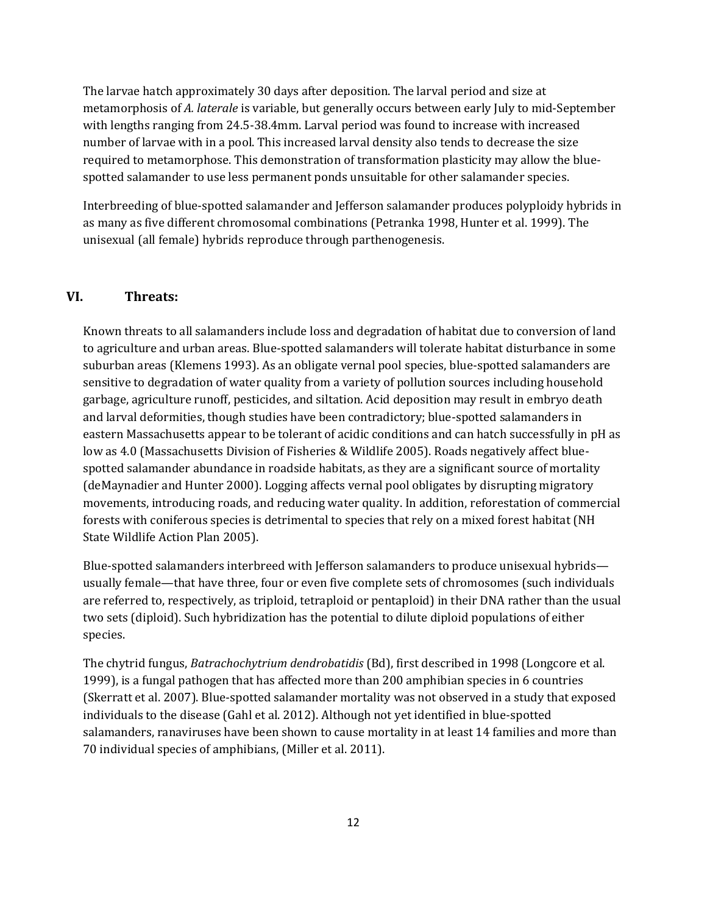The larvae hatch approximately 30 days after deposition. The larval period and size at metamorphosis of *A. laterale* is variable, but generally occurs between early July to mid-September with lengths ranging from 24.5-38.4mm. Larval period was found to increase with increased number of larvae with in a pool. This increased larval density also tends to decrease the size required to metamorphose. This demonstration of transformation plasticity may allow the blue-spotted salamander to use less permanent ponds unsuitable for other salamander species.

Interbreeding of blue-spotted salamander and Jefferson salamander produces polyploidy hybrids in as many as five different chromosomal combinations (Petranka 1998, Hunter et al. 1999). The unisexual (all female) hybrids reproduce through parthenogenesis.

## VI. Threats:

Known threats to all salamanders include loss and degradation of habitat due to conversion of land to agriculture and urban areas. Blue-spotted salamanders will tolerate habitat disturbance in some suburban areas (Klemens 1993). As an obligate vernal pool species, blue-spotted salamanders are sensitive to degradation of water quality from a variety of pollution sources including household garbage, agriculture runoff, pesticides, and siltation. Acid deposition may result in embryo death and larval deformities, though studies have been contradictory; blue-spotted salamanders in eastern Massachusetts appear to be tolerant of acidic conditions and can hatch successfully in pH as low as 4.0 (Massachusetts Division of Fisheries & Wildlife 2005). Roads negatively affect blue-spotted salamander abundance in roadside habitats, as they are a significant source of mortality (deMaynadier and Hunter 2000). Logging affects vernal pool obligates by disrupting migratory movements, introducing roads, and reducing water quality. In addition, reforestation of commercial forests with coniferous species is detrimental to species that rely on a mixed forest habitat (NH State Wildlife Action Plan 2005).

Blue-spotted salamanders interbreed with Jefferson salamanders to produce unisexual hybrids—usually female—that have three, four or even five complete sets of chromosomes (such individuals are referred to, respectively, as triploid, tetraploid or pentaploid) in their DNA rather than the usual two sets (diploid). Such hybridization has the potential to dilute diploid populations of either species.

The chytrid fungus, *Batrachochytrium dendrobatidis* (Bd), first described in 1998 (Longcore et al. 1999), is a fungal pathogen that has affected more than 200 amphibian species in 6 countries (Skerratt et al. 2007). Blue-spotted salamander mortality was not observed in a study that exposed individuals to the disease (Gahl et al. 2012). Although not yet identified in blue-spotted salamanders, ranaviruses have been shown to cause mortality in at least 14 families and more than 70 individual species of amphibians, (Miller et al. 2011).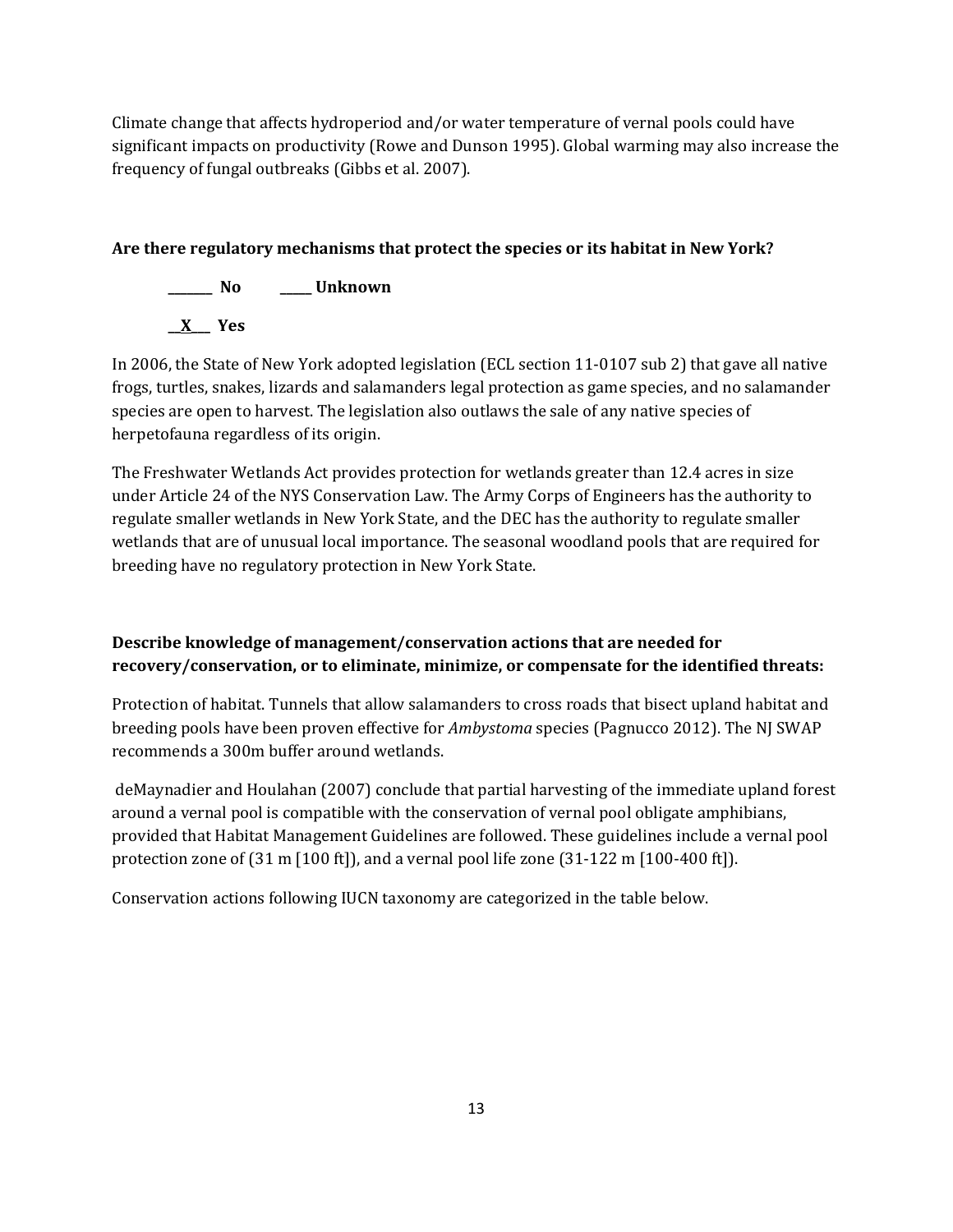Climate change that affects hydroperiod and/or water temperature of vernal pools could have significant impacts on productivity (Rowe and Dunson 1995). Global warming may also increase the frequency of fungal outbreaks (Gibbs et al. 2007).

**Are there regulatory mechanisms that protect the species or its habitat in New York?**

**_______ No    _____ Unknown**

**__X___ Yes**

In 2006, the State of New York adopted legislation (ECL section 11-0107 sub 2) that gave all native frogs, turtles, snakes, lizards and salamanders legal protection as game species, and no salamander species are open to harvest. The legislation also outlaws the sale of any native species of herpetofauna regardless of its origin.

The Freshwater Wetlands Act provides protection for wetlands greater than 12.4 acres in size under Article 24 of the NYS Conservation Law. The Army Corps of Engineers has the authority to regulate smaller wetlands in New York State, and the DEC has the authority to regulate smaller wetlands that are of unusual local importance. The seasonal woodland pools that are required for breeding have no regulatory protection in New York State.

**Describe knowledge of management/conservation actions that are needed for recovery/conservation, or to eliminate, minimize, or compensate for the identified threats:**

Protection of habitat. Tunnels that allow salamanders to cross roads that bisect upland habitat and breeding pools have been proven effective for *Ambystoma* species (Pagnucco 2012). The NJ SWAP recommends a 300m buffer around wetlands.

deMaynadier and Houlahan (2007) conclude that partial harvesting of the immediate upland forest around a vernal pool is compatible with the conservation of vernal pool obligate amphibians, provided that Habitat Management Guidelines are followed. These guidelines include a vernal pool protection zone of (31 m [100 ft]), and a vernal pool life zone (31-122 m [100-400 ft]).

Conservation actions following IUCN taxonomy are categorized in the table below.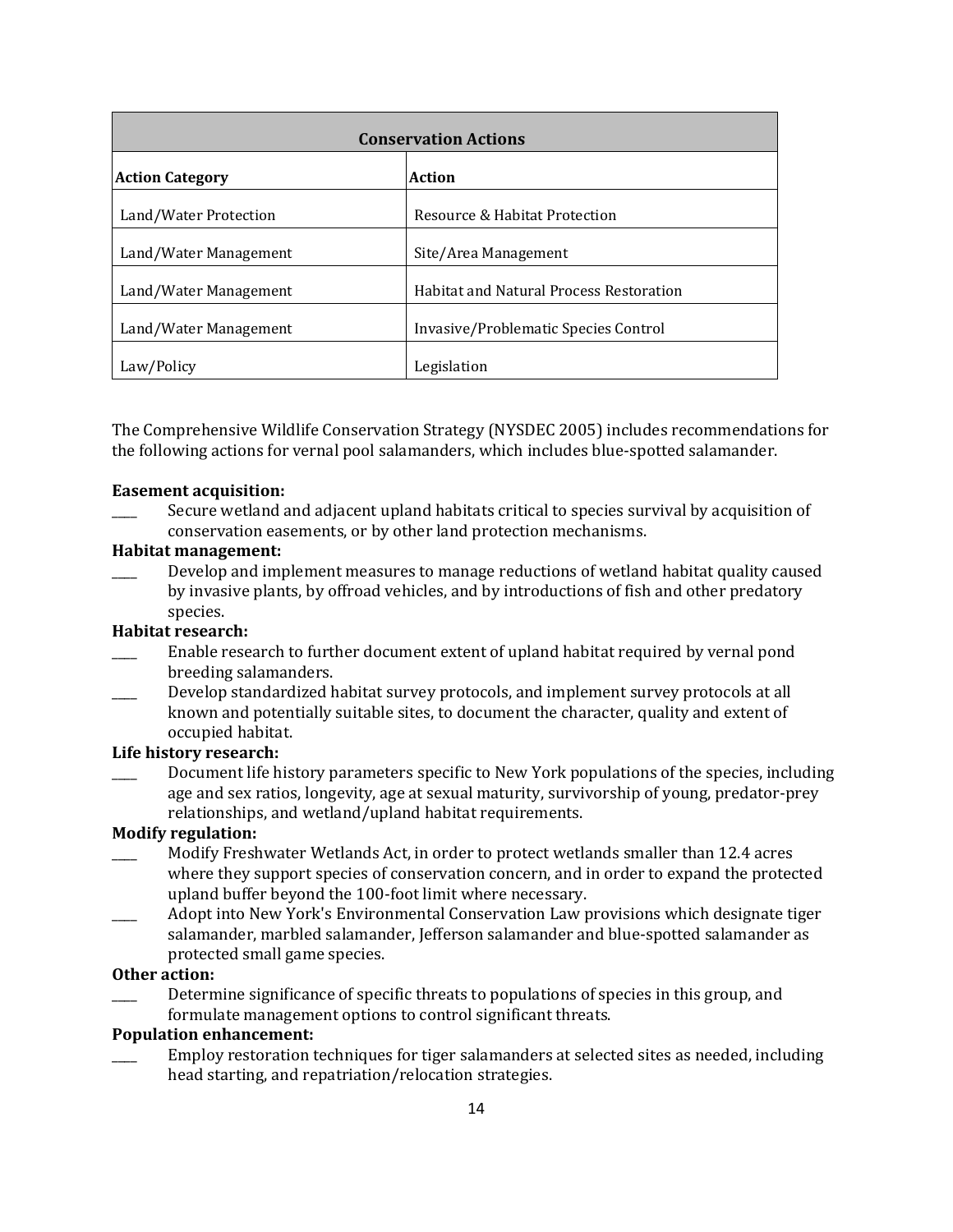| Conservation Actions | |
| --- | --- |
| **Action Category** | **Action** |
| Land/Water Protection | Resource & Habitat Protection |
| Land/Water Management | Site/Area Management |
| Land/Water Management | Habitat and Natural Process Restoration |
| Land/Water Management | Invasive/Problematic Species Control |
| Law/Policy | Legislation |

The Comprehensive Wildlife Conservation Strategy (NYSDEC 2005) includes recommendations for the following actions for vernal pool salamanders, which includes blue-spotted salamander.

**Easement acquisition:**

____ Secure wetland and adjacent upland habitats critical to species survival by acquisition of conservation easements, or by other land protection mechanisms.

**Habitat management:**

____ Develop and implement measures to manage reductions of wetland habitat quality caused by invasive plants, by offroad vehicles, and by introductions of fish and other predatory species.

**Habitat research:**

____ Enable research to further document extent of upland habitat required by vernal pond breeding salamanders.

____ Develop standardized habitat survey protocols, and implement survey protocols at all known and potentially suitable sites, to document the character, quality and extent of occupied habitat.

**Life history research:**

____ Document life history parameters specific to New York populations of the species, including age and sex ratios, longevity, age at sexual maturity, survivorship of young, predator-prey relationships, and wetland/upland habitat requirements.

**Modify regulation:**

____ Modify Freshwater Wetlands Act, in order to protect wetlands smaller than 12.4 acres where they support species of conservation concern, and in order to expand the protected upland buffer beyond the 100-foot limit where necessary.

____ Adopt into New York's Environmental Conservation Law provisions which designate tiger salamander, marbled salamander, Jefferson salamander and blue-spotted salamander as protected small game species.

**Other action:**

____ Determine significance of specific threats to populations of species in this group, and formulate management options to control significant threats.

**Population enhancement:**

____ Employ restoration techniques for tiger salamanders at selected sites as needed, including head starting, and repatriation/relocation strategies.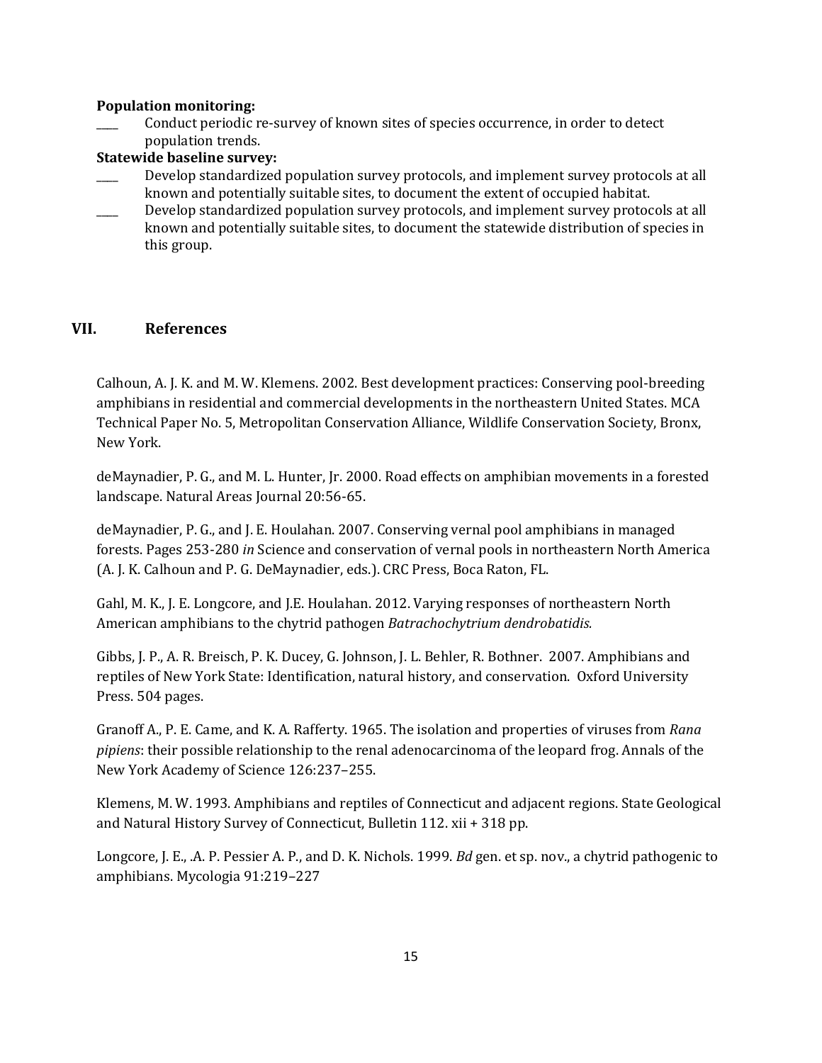**Population monitoring:**

____ Conduct periodic re-survey of known sites of species occurrence, in order to detect population trends.

**Statewide baseline survey:**

____ Develop standardized population survey protocols, and implement survey protocols at all known and potentially suitable sites, to document the extent of occupied habitat.

____ Develop standardized population survey protocols, and implement survey protocols at all known and potentially suitable sites, to document the statewide distribution of species in this group.

## VII. References

Calhoun, A. J. K. and M. W. Klemens. 2002. Best development practices: Conserving pool-breeding amphibians in residential and commercial developments in the northeastern United States. MCA Technical Paper No. 5, Metropolitan Conservation Alliance, Wildlife Conservation Society, Bronx, New York.

deMaynadier, P. G., and M. L. Hunter, Jr. 2000. Road effects on amphibian movements in a forested landscape. Natural Areas Journal 20:56-65.

deMaynadier, P. G., and J. E. Houlahan. 2007. Conserving vernal pool amphibians in managed forests. Pages 253-280 *in* Science and conservation of vernal pools in northeastern North America (A. J. K. Calhoun and P. G. DeMaynadier, eds.). CRC Press, Boca Raton, FL.

Gahl, M. K., J. E. Longcore, and J.E. Houlahan. 2012. Varying responses of northeastern North American amphibians to the chytrid pathogen *Batrachochytrium dendrobatidis*.

Gibbs, J. P., A. R. Breisch, P. K. Ducey, G. Johnson, J. L. Behler, R. Bothner. 2007. Amphibians and reptiles of New York State: Identification, natural history, and conservation. Oxford University Press. 504 pages.

Granoff A., P. E. Came, and K. A. Rafferty. 1965. The isolation and properties of viruses from *Rana pipiens*: their possible relationship to the renal adenocarcinoma of the leopard frog. Annals of the New York Academy of Science 126:237–255.

Klemens, M. W. 1993. Amphibians and reptiles of Connecticut and adjacent regions. State Geological and Natural History Survey of Connecticut, Bulletin 112. xii + 318 pp.

Longcore, J. E., .A. P. Pessier A. P., and D. K. Nichols. 1999. *Bd* gen. et sp. nov., a chytrid pathogenic to amphibians. Mycologia 91:219–227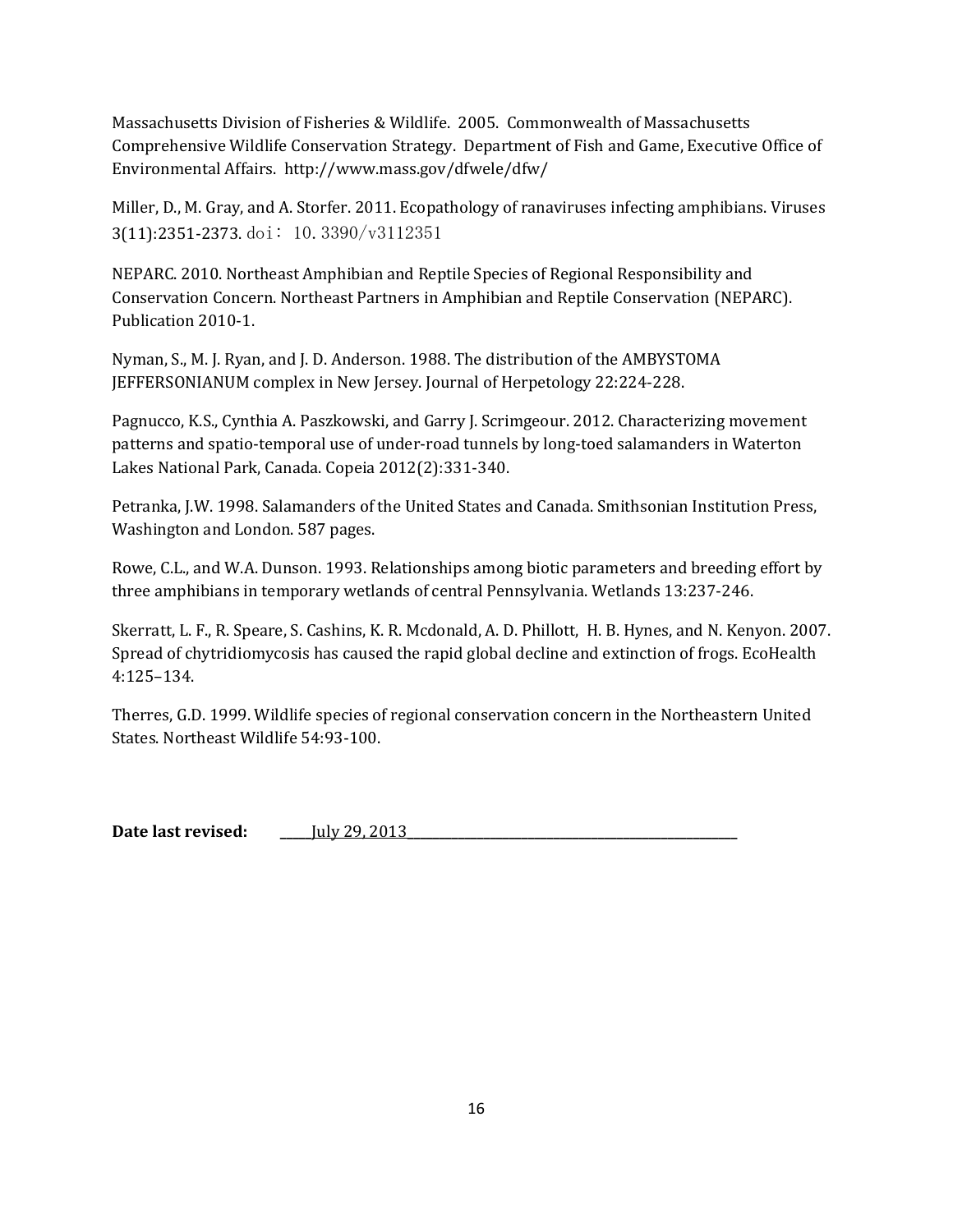Massachusetts Division of Fisheries & Wildlife. 2005. Commonwealth of Massachusetts Comprehensive Wildlife Conservation Strategy. Department of Fish and Game, Executive Office of Environmental Affairs. http://www.mass.gov/dfwele/dfw/

Miller, D., M. Gray, and A. Storfer. 2011. Ecopathology of ranaviruses infecting amphibians. Viruses 3(11):2351-2373. doi： 10.3390/v3112351

NEPARC. 2010. Northeast Amphibian and Reptile Species of Regional Responsibility and Conservation Concern. Northeast Partners in Amphibian and Reptile Conservation (NEPARC). Publication 2010-1.

Nyman, S., M. J. Ryan, and J. D. Anderson. 1988. The distribution of the AMBYSTOMA JEFFERSONIANUM complex in New Jersey. Journal of Herpetology 22:224-228.

Pagnucco, K.S., Cynthia A. Paszkowski, and Garry J. Scrimgeour. 2012. Characterizing movement patterns and spatio-temporal use of under-road tunnels by long-toed salamanders in Waterton Lakes National Park, Canada. Copeia 2012(2):331-340.

Petranka, J.W. 1998. Salamanders of the United States and Canada. Smithsonian Institution Press, Washington and London. 587 pages.

Rowe, C.L., and W.A. Dunson. 1993. Relationships among biotic parameters and breeding effort by three amphibians in temporary wetlands of central Pennsylvania. Wetlands 13:237-246.

Skerratt, L. F., R. Speare, S. Cashins, K. R. Mcdonald, A. D. Phillott, H. B. Hynes, and N. Kenyon. 2007. Spread of chytridiomycosis has caused the rapid global decline and extinction of frogs. EcoHealth 4:125–134.

Therres, G.D. 1999. Wildlife species of regional conservation concern in the Northeastern United States. Northeast Wildlife 54:93-100.

**Date last revised:** July 29, 2013